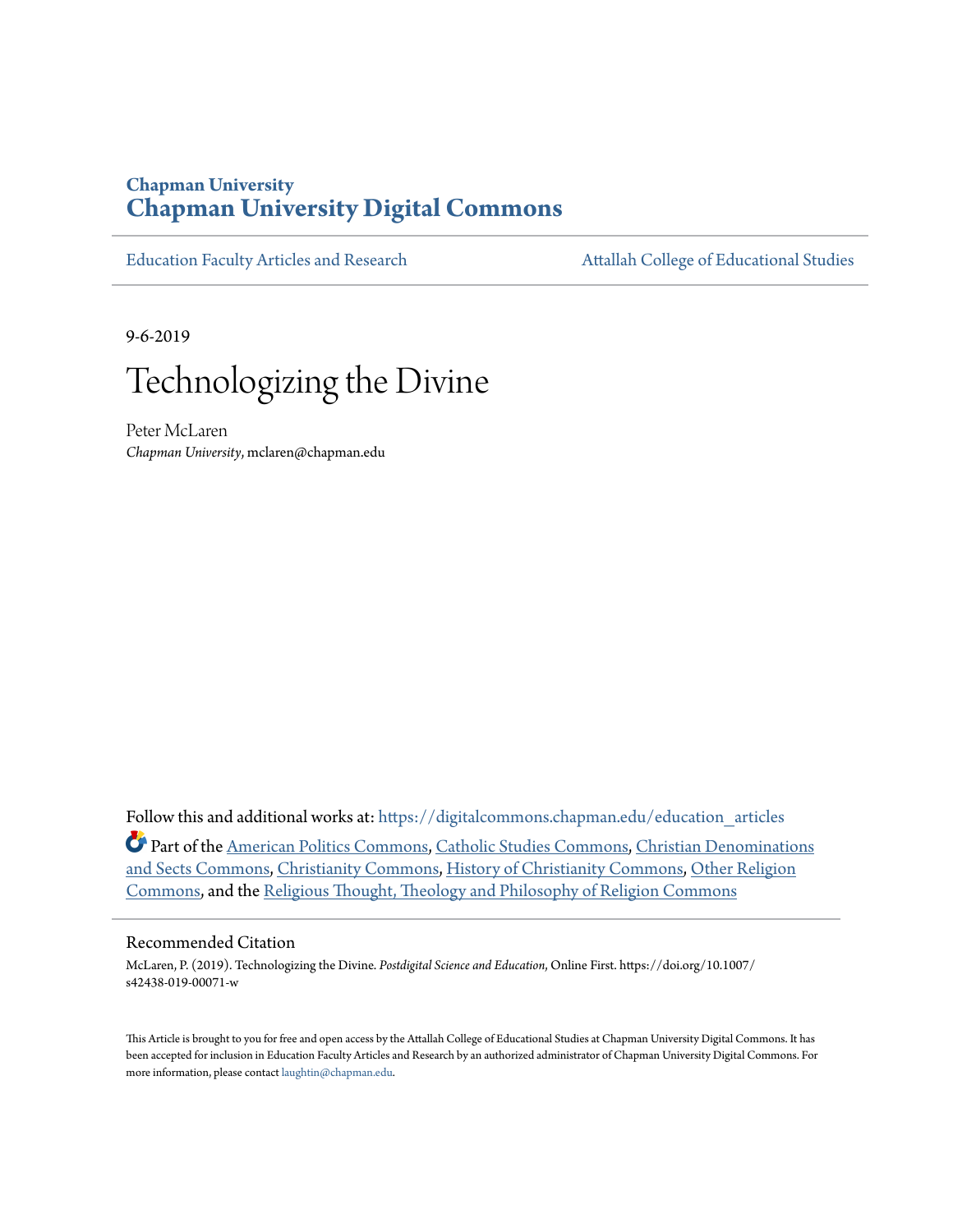Chapman University

# Chapman University Digital Commons

Education Faculty Articles and Research | Attallah College of Educational Studies

9-6-2019

# Technologizing the Divine

Peter McLaren

*Chapman University*, mclaren@chapman.edu

Follow this and additional works at: https://digitalcommons.chapman.edu/education_articles

Part of the American Politics Commons, Catholic Studies Commons, Christian Denominations and Sects Commons, Christianity Commons, History of Christianity Commons, Other Religion Commons, and the Religious Thought, Theology and Philosophy of Religion Commons

## Recommended Citation

McLaren, P. (2019). Technologizing the Divine. *Postdigital Science and Education,* Online First. https://doi.org/10.1007/s42438-019-00071-w

This Article is brought to you for free and open access by the Attallah College of Educational Studies at Chapman University Digital Commons. It has been accepted for inclusion in Education Faculty Articles and Research by an authorized administrator of Chapman University Digital Commons. For more information, please contact laughtin@chapman.edu.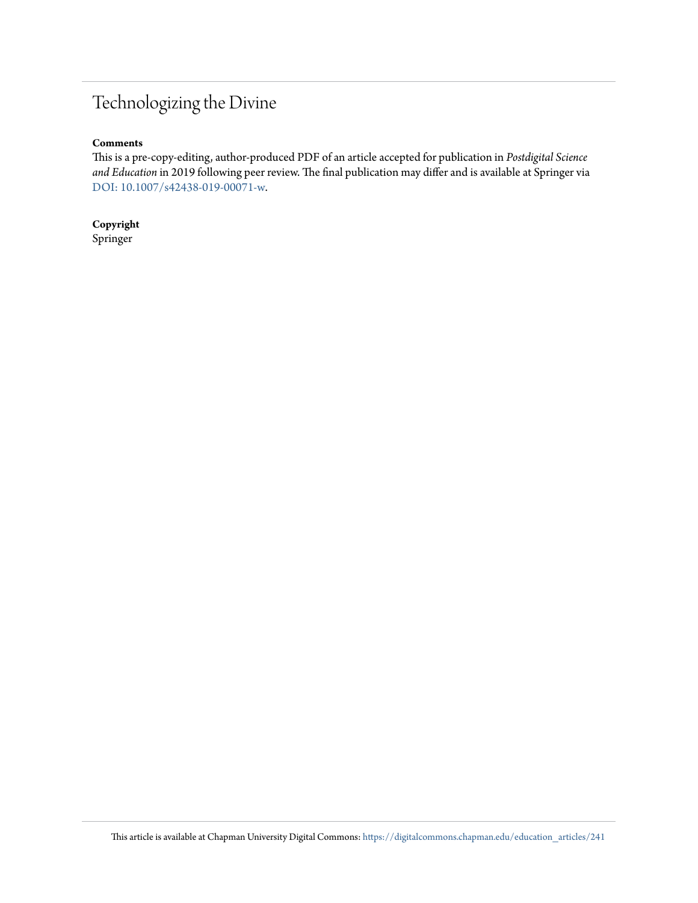# Technologizing the Divine

**Comments**

This is a pre-copy-editing, author-produced PDF of an article accepted for publication in *Postdigital Science and Education* in 2019 following peer review. The final publication may differ and is available at Springer via DOI: 10.1007/s42438-019-00071-w.

**Copyright**

Springer

This article is available at Chapman University Digital Commons: https://digitalcommons.chapman.edu/education_articles/241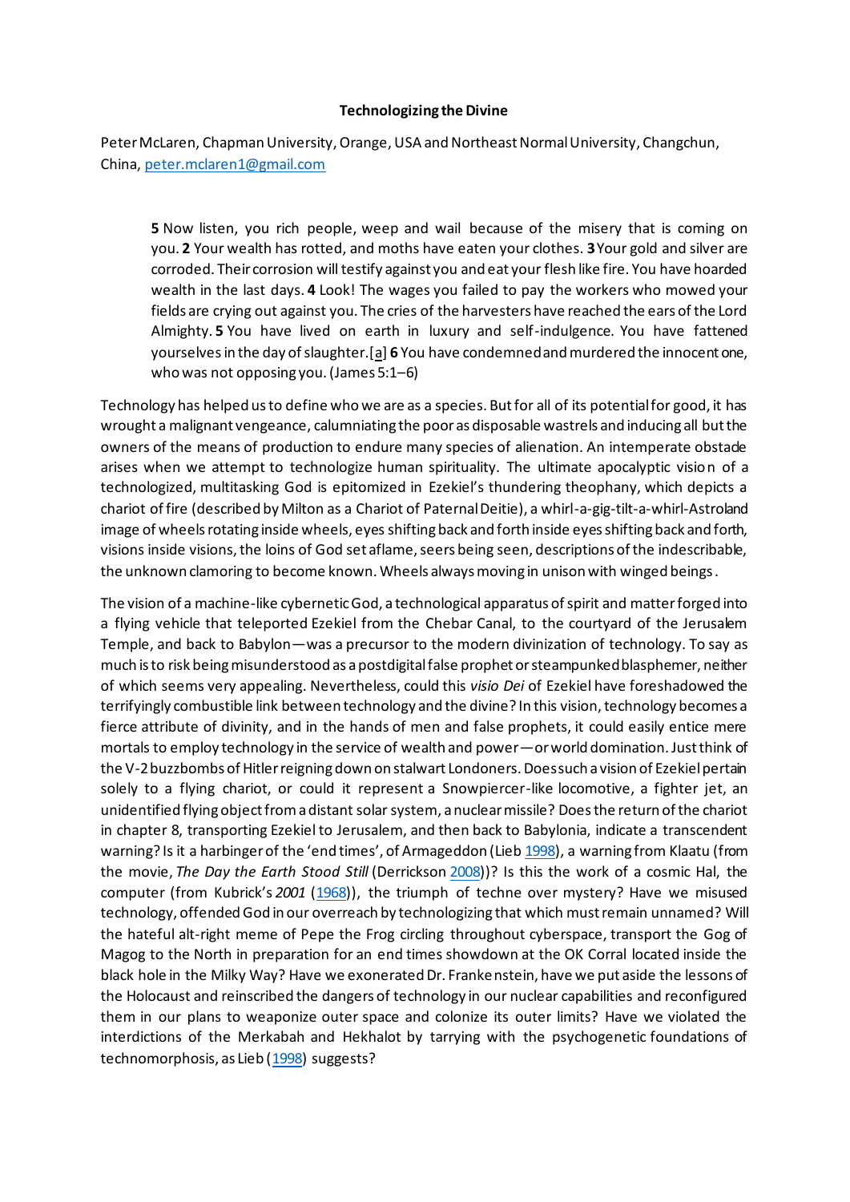**Technologizing the Divine**

Peter McLaren, Chapman University, Orange, USA and Northeast Normal University, Changchun, China, peter.mclaren1@gmail.com

> **5** Now listen, you rich people, weep and wail because of the misery that is coming on you. **2** Your wealth has rotted, and moths have eaten your clothes. **3** Your gold and silver are corroded. Their corrosion will testify against you and eat your flesh like fire. You have hoarded wealth in the last days. **4** Look! The wages you failed to pay the workers who mowed your fields are crying out against you. The cries of the harvesters have reached the ears of the Lord Almighty. **5** You have lived on earth in luxury and self-indulgence. You have fattened yourselves in the day of slaughter.[a] **6** You have condemned and murdered the innocent one, who was not opposing you. (James 5:1–6)

Technology has helped us to define who we are as a species. But for all of its potential for good, it has wrought a malignant vengeance, calumniating the poor as disposable wastrels and inducing all but the owners of the means of production to endure many species of alienation. An intemperate obstacle arises when we attempt to technologize human spirituality. The ultimate apocalyptic vision of a technologized, multitasking God is epitomized in Ezekiel's thundering theophany, which depicts a chariot of fire (described by Milton as a Chariot of Paternal Deitie), a whirl-a-gig-tilt-a-whirl-Astroland image of wheels rotating inside wheels, eyes shifting back and forth inside eyes shifting back and forth, visions inside visions, the loins of God set aflame, seers being seen, descriptions of the indescribable, the unknown clamoring to become known. Wheels always moving in unison with winged beings.

The vision of a machine-like cybernetic God, a technological apparatus of spirit and matter forged into a flying vehicle that teleported Ezekiel from the Chebar Canal, to the courtyard of the Jerusalem Temple, and back to Babylon—was a precursor to the modern divinization of technology. To say as much is to risk being misunderstood as a postdigital false prophet or steampunked blasphemer, neither of which seems very appealing. Nevertheless, could this *visio Dei* of Ezekiel have foreshadowed the terrifyingly combustible link between technology and the divine? In this vision, technology becomes a fierce attribute of divinity, and in the hands of men and false prophets, it could easily entice mere mortals to employ technology in the service of wealth and power—or world domination. Just think of the V-2 buzzbombs of Hitler reigning down on stalwart Londoners. Does such a vision of Ezekiel pertain solely to a flying chariot, or could it represent a Snowpiercer-like locomotive, a fighter jet, an unidentified flying object from a distant solar system, a nuclear missile? Does the return of the chariot in chapter 8, transporting Ezekiel to Jerusalem, and then back to Babylonia, indicate a transcendent warning? Is it a harbinger of the 'end times', of Armageddon (Lieb 1998), a warning from Klaatu (from the movie, *The Day the Earth Stood Still* (Derrickson 2008))? Is this the work of a cosmic Hal, the computer (from Kubrick's *2001* (1968)), the triumph of techne over mystery? Have we misused technology, offended God in our overreach by technologizing that which must remain unnamed? Will the hateful alt-right meme of Pepe the Frog circling throughout cyberspace, transport the Gog of Magog to the North in preparation for an end times showdown at the OK Corral located inside the black hole in the Milky Way? Have we exonerated Dr. Frankenstein, have we put aside the lessons of the Holocaust and reinscribed the dangers of technology in our nuclear capabilities and reconfigured them in our plans to weaponize outer space and colonize its outer limits? Have we violated the interdictions of the Merkabah and Hekhalot by tarrying with the psychogenetic foundations of technomorphosis, as Lieb (1998) suggests?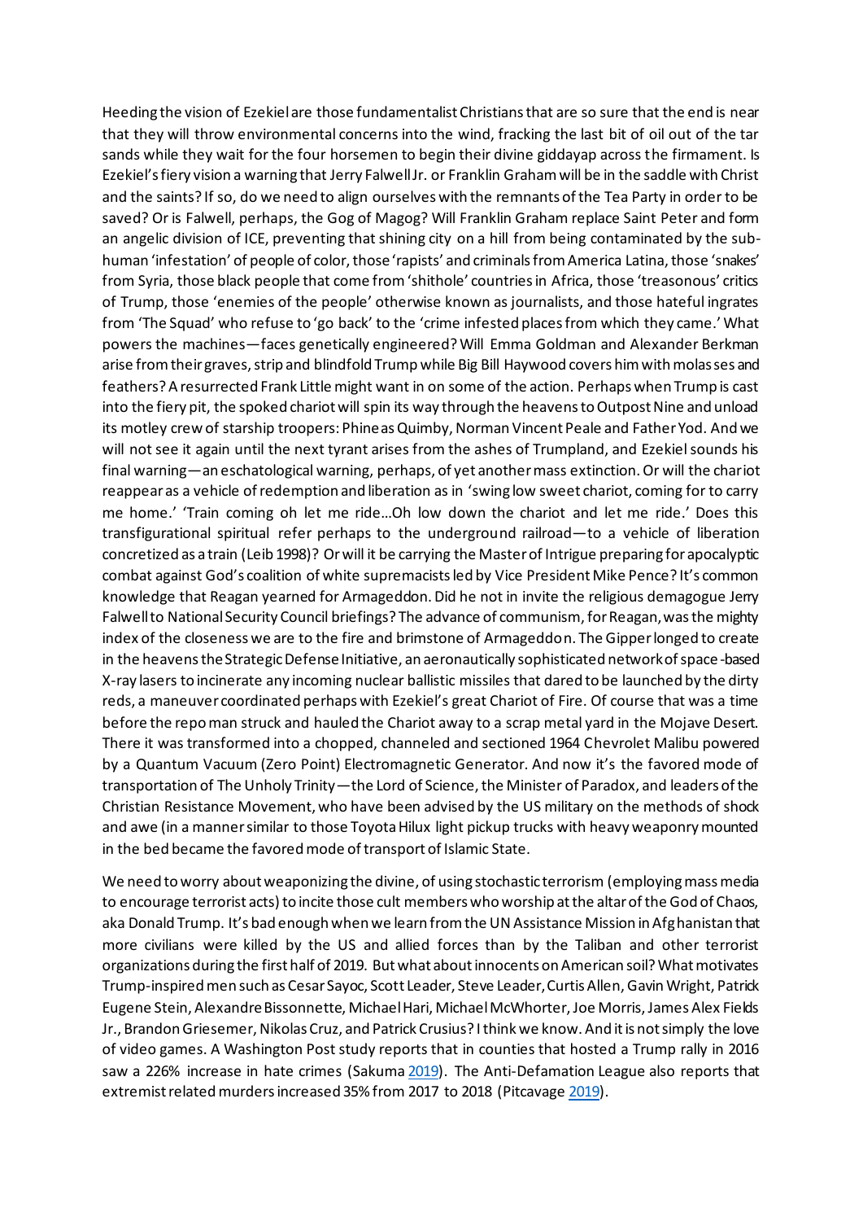Heeding the vision of Ezekiel are those fundamentalist Christians that are so sure that the end is near that they will throw environmental concerns into the wind, fracking the last bit of oil out of the tar sands while they wait for the four horsemen to begin their divine giddayap across the firmament. Is Ezekiel's fiery vision a warning that Jerry Falwell Jr. or Franklin Graham will be in the saddle with Christ and the saints? If so, do we need to align ourselves with the remnants of the Tea Party in order to be saved? Or is Falwell, perhaps, the Gog of Magog? Will Franklin Graham replace Saint Peter and form an angelic division of ICE, preventing that shining city on a hill from being contaminated by the sub-human 'infestation' of people of color, those 'rapists' and criminals from America Latina, those 'snakes' from Syria, those black people that come from 'shithole' countries in Africa, those 'treasonous' critics of Trump, those 'enemies of the people' otherwise known as journalists, and those hateful ingrates from 'The Squad' who refuse to 'go back' to the 'crime infested places from which they came.' What powers the machines—faces genetically engineered? Will Emma Goldman and Alexander Berkman arise from their graves, strip and blindfold Trump while Big Bill Haywood covers him with molasses and feathers? A resurrected Frank Little might want in on some of the action. Perhaps when Trump is cast into the fiery pit, the spoked chariot will spin its way through the heavens to Outpost Nine and unload its motley crew of starship troopers: Phineas Quimby, Norman Vincent Peale and Father Yod. And we will not see it again until the next tyrant arises from the ashes of Trumpland, and Ezekiel sounds his final warning—an eschatological warning, perhaps, of yet another mass extinction. Or will the chariot reappear as a vehicle of redemption and liberation as in 'swing low sweet chariot, coming for to carry me home.' 'Train coming oh let me ride…Oh low down the chariot and let me ride.' Does this transfigurational spiritual refer perhaps to the underground railroad—to a vehicle of liberation concretized as a train (Leib 1998)? Or will it be carrying the Master of Intrigue preparing for apocalyptic combat against God's coalition of white supremacists led by Vice President Mike Pence? It's common knowledge that Reagan yearned for Armageddon. Did he not in invite the religious demagogue Jerry Falwell to National Security Council briefings? The advance of communism, for Reagan, was the mighty index of the closeness we are to the fire and brimstone of Armageddon. The Gipper longed to create in the heavens the Strategic Defense Initiative, an aeronautically sophisticated network of space-based X-ray lasers to incinerate any incoming nuclear ballistic missiles that dared to be launched by the dirty reds, a maneuver coordinated perhaps with Ezekiel's great Chariot of Fire. Of course that was a time before the repo man struck and hauled the Chariot away to a scrap metal yard in the Mojave Desert. There it was transformed into a chopped, channeled and sectioned 1964 Chevrolet Malibu powered by a Quantum Vacuum (Zero Point) Electromagnetic Generator. And now it's the favored mode of transportation of The Unholy Trinity—the Lord of Science, the Minister of Paradox, and leaders of the Christian Resistance Movement, who have been advised by the US military on the methods of shock and awe (in a manner similar to those Toyota Hilux light pickup trucks with heavy weaponry mounted in the bed became the favored mode of transport of Islamic State.

We need to worry about weaponizing the divine, of using stochastic terrorism (employing mass media to encourage terrorist acts) to incite those cult members who worship at the altar of the God of Chaos, aka Donald Trump. It's bad enough when we learn from the UN Assistance Mission in Afghanistan that more civilians were killed by the US and allied forces than by the Taliban and other terrorist organizations during the first half of 2019. But what about innocents on American soil? What motivates Trump-inspired men such as Cesar Sayoc, Scott Leader, Steve Leader, Curtis Allen, Gavin Wright, Patrick Eugene Stein, Alexandre Bissonnette, Michael Hari, Michael McWhorter, Joe Morris, James Alex Fields Jr., Brandon Griesemer, Nikolas Cruz, and Patrick Crusius? I think we know. And it is not simply the love of video games. A Washington Post study reports that in counties that hosted a Trump rally in 2016 saw a 226% increase in hate crimes (Sakuma 2019). The Anti-Defamation League also reports that extremist related murders increased 35% from 2017 to 2018 (Pitcavage 2019).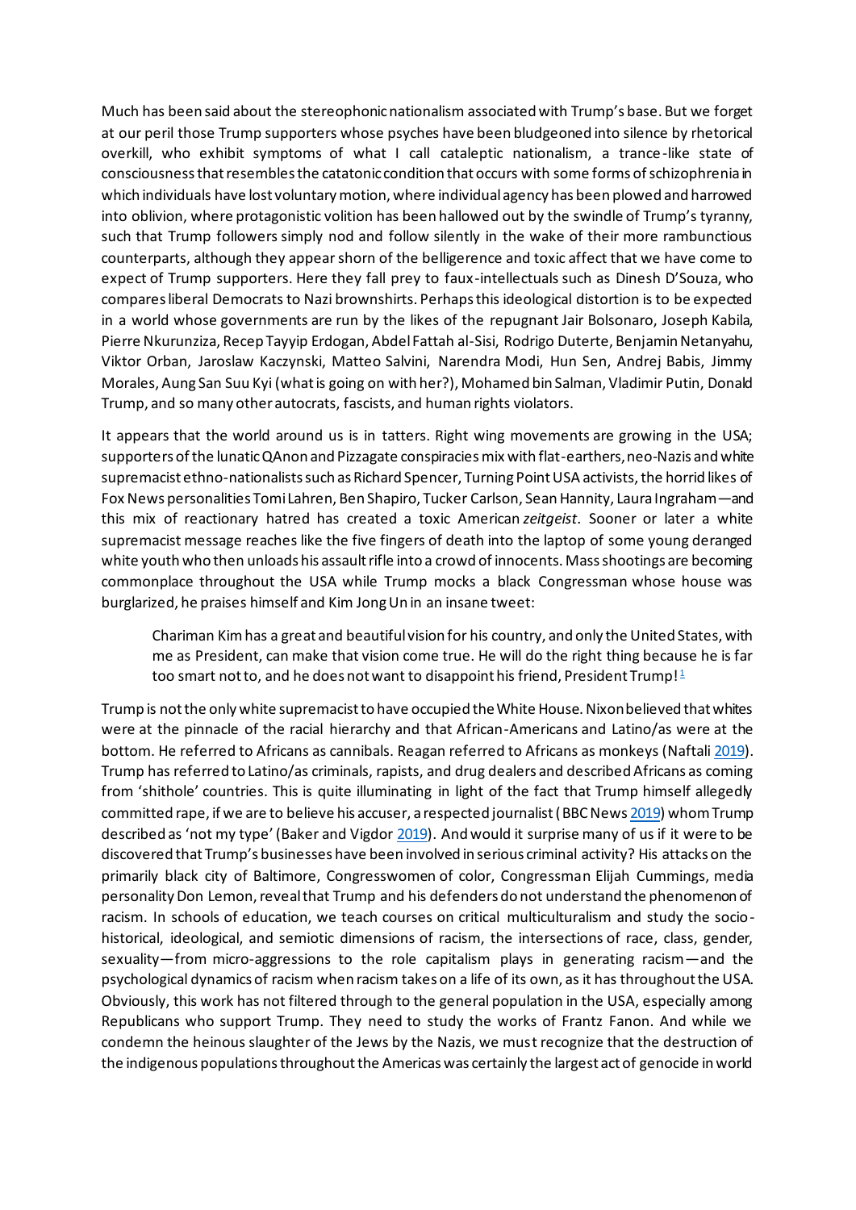Much has been said about the stereophonic nationalism associated with Trump's base. But we forget at our peril those Trump supporters whose psyches have been bludgeoned into silence by rhetorical overkill, who exhibit symptoms of what I call cataleptic nationalism, a trance-like state of consciousness that resembles the catatonic condition that occurs with some forms of schizophrenia in which individuals have lost voluntary motion, where individual agency has been plowed and harrowed into oblivion, where protagonistic volition has been hallowed out by the swindle of Trump's tyranny, such that Trump followers simply nod and follow silently in the wake of their more rambunctious counterparts, although they appear shorn of the belligerence and toxic affect that we have come to expect of Trump supporters. Here they fall prey to faux-intellectuals such as Dinesh D'Souza, who compares liberal Democrats to Nazi brownshirts. Perhaps this ideological distortion is to be expected in a world whose governments are run by the likes of the repugnant Jair Bolsonaro, Joseph Kabila, Pierre Nkurunziza, Recep Tayyip Erdogan, Abdel Fattah al-Sisi, Rodrigo Duterte, Benjamin Netanyahu, Viktor Orban, Jaroslaw Kaczynski, Matteo Salvini, Narendra Modi, Hun Sen, Andrej Babis, Jimmy Morales, Aung San Suu Kyi (what is going on with her?), Mohamed bin Salman, Vladimir Putin, Donald Trump, and so many other autocrats, fascists, and human rights violators.

It appears that the world around us is in tatters. Right wing movements are growing in the USA; supporters of the lunatic QAnon and Pizzagate conspiracies mix with flat-earthers, neo-Nazis and white supremacist ethno-nationalists such as Richard Spencer, Turning Point USA activists, the horrid likes of Fox News personalities Tomi Lahren, Ben Shapiro, Tucker Carlson, Sean Hannity, Laura Ingraham—and this mix of reactionary hatred has created a toxic American *zeitgeist*. Sooner or later a white supremacist message reaches like the five fingers of death into the laptop of some young deranged white youth who then unloads his assault rifle into a crowd of innocents. Mass shootings are becoming commonplace throughout the USA while Trump mocks a black Congressman whose house was burglarized, he praises himself and Kim Jong Un in an insane tweet:

> Chariman Kim has a great and beautiful vision for his country, and only the United States, with me as President, can make that vision come true. He will do the right thing because he is far too smart not to, and he does not want to disappoint his friend, President Trump![1]

Trump is not the only white supremacist to have occupied the White House. Nixon believed that whites were at the pinnacle of the racial hierarchy and that African-Americans and Latino/as were at the bottom. He referred to Africans as cannibals. Reagan referred to Africans as monkeys (Naftali 2019). Trump has referred to Latino/as criminals, rapists, and drug dealers and described Africans as coming from 'shithole' countries. This is quite illuminating in light of the fact that Trump himself allegedly committed rape, if we are to believe his accuser, a respected journalist (BBC News 2019) whom Trump described as 'not my type' (Baker and Vigdor 2019). And would it surprise many of us if it were to be discovered that Trump's businesses have been involved in serious criminal activity? His attacks on the primarily black city of Baltimore, Congresswomen of color, Congressman Elijah Cummings, media personality Don Lemon, reveal that Trump and his defenders do not understand the phenomenon of racism. In schools of education, we teach courses on critical multiculturalism and study the socio-historical, ideological, and semiotic dimensions of racism, the intersections of race, class, gender, sexuality—from micro-aggressions to the role capitalism plays in generating racism—and the psychological dynamics of racism when racism takes on a life of its own, as it has throughout the USA. Obviously, this work has not filtered through to the general population in the USA, especially among Republicans who support Trump. They need to study the works of Frantz Fanon. And while we condemn the heinous slaughter of the Jews by the Nazis, we must recognize that the destruction of the indigenous populations throughout the Americas was certainly the largest act of genocide in world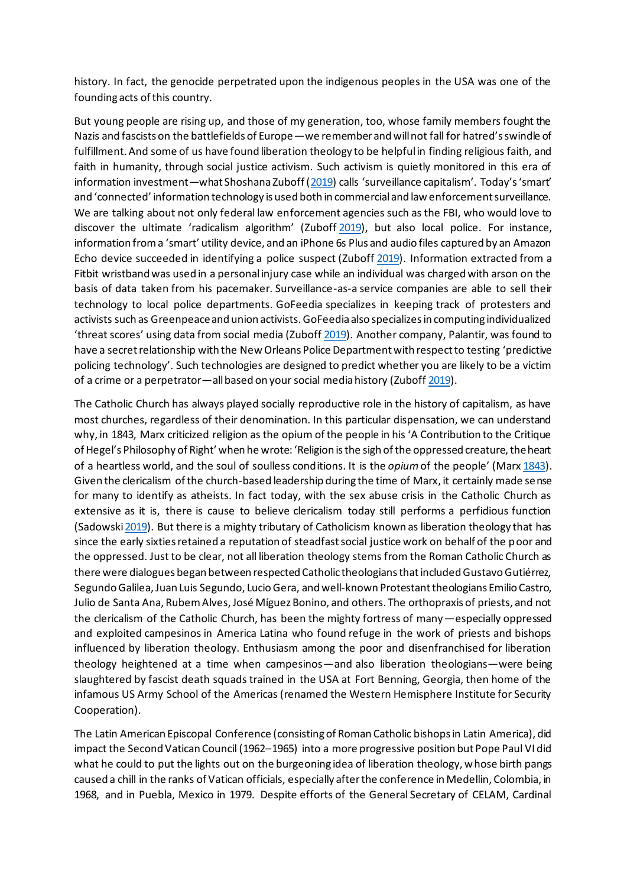history. In fact, the genocide perpetrated upon the indigenous peoples in the USA was one of the founding acts of this country.

But young people are rising up, and those of my generation, too, whose family members fought the Nazis and fascists on the battlefields of Europe—we remember and will not fall for hatred's swindle of fulfillment. And some of us have found liberation theology to be helpful in finding religious faith, and faith in humanity, through social justice activism. Such activism is quietly monitored in this era of information investment—what Shoshana Zuboff (2019) calls 'surveillance capitalism'. Today's 'smart' and 'connected' information technology is used both in commercial and law enforcement surveillance. We are talking about not only federal law enforcement agencies such as the FBI, who would love to discover the ultimate 'radicalism algorithm' (Zuboff 2019), but also local police. For instance, information from a 'smart' utility device, and an iPhone 6s Plus and audio files captured by an Amazon Echo device succeeded in identifying a police suspect (Zuboff 2019). Information extracted from a Fitbit wristband was used in a personal injury case while an individual was charged with arson on the basis of data taken from his pacemaker. Surveillance-as-a service companies are able to sell their technology to local police departments. GoFeedia specializes in keeping track of protesters and activists such as Greenpeace and union activists. GoFeedia also specializes in computing individualized 'threat scores' using data from social media (Zuboff 2019). Another company, Palantir, was found to have a secret relationship with the New Orleans Police Department with respect to testing 'predictive policing technology'. Such technologies are designed to predict whether you are likely to be a victim of a crime or a perpetrator—all based on your social media history (Zuboff 2019).

The Catholic Church has always played socially reproductive role in the history of capitalism, as have most churches, regardless of their denomination. In this particular dispensation, we can understand why, in 1843, Marx criticized religion as the opium of the people in his 'A Contribution to the Critique of Hegel's Philosophy of Right' when he wrote: 'Religion is the sigh of the oppressed creature, the heart of a heartless world, and the soul of soulless conditions. It is the *opium* of the people' (Marx 1843). Given the clericalism of the church-based leadership during the time of Marx, it certainly made sense for many to identify as atheists. In fact today, with the sex abuse crisis in the Catholic Church as extensive as it is, there is cause to believe clericalism today still performs a perfidious function (Sadowski 2019). But there is a mighty tributary of Catholicism known as liberation theology that has since the early sixties retained a reputation of steadfast social justice work on behalf of the poor and the oppressed. Just to be clear, not all liberation theology stems from the Roman Catholic Church as there were dialogues began between respected Catholic theologians that included Gustavo Gutiérrez, Segundo Galilea, Juan Luis Segundo, Lucio Gera, and well-known Protestant theologians Emilio Castro, Julio de Santa Ana, Rubem Alves, José Míguez Bonino, and others. The orthopraxis of priests, and not the clericalism of the Catholic Church, has been the mighty fortress of many—especially oppressed and exploited campesinos in America Latina who found refuge in the work of priests and bishops influenced by liberation theology. Enthusiasm among the poor and disenfranchised for liberation theology heightened at a time when campesinos—and also liberation theologians—were being slaughtered by fascist death squads trained in the USA at Fort Benning, Georgia, then home of the infamous US Army School of the Americas (renamed the Western Hemisphere Institute for Security Cooperation).

The Latin American Episcopal Conference (consisting of Roman Catholic bishops in Latin America), did impact the Second Vatican Council (1962–1965) into a more progressive position but Pope Paul VI did what he could to put the lights out on the burgeoning idea of liberation theology, whose birth pangs caused a chill in the ranks of Vatican officials, especially after the conference in Medellin, Colombia, in 1968, and in Puebla, Mexico in 1979. Despite efforts of the General Secretary of CELAM, Cardinal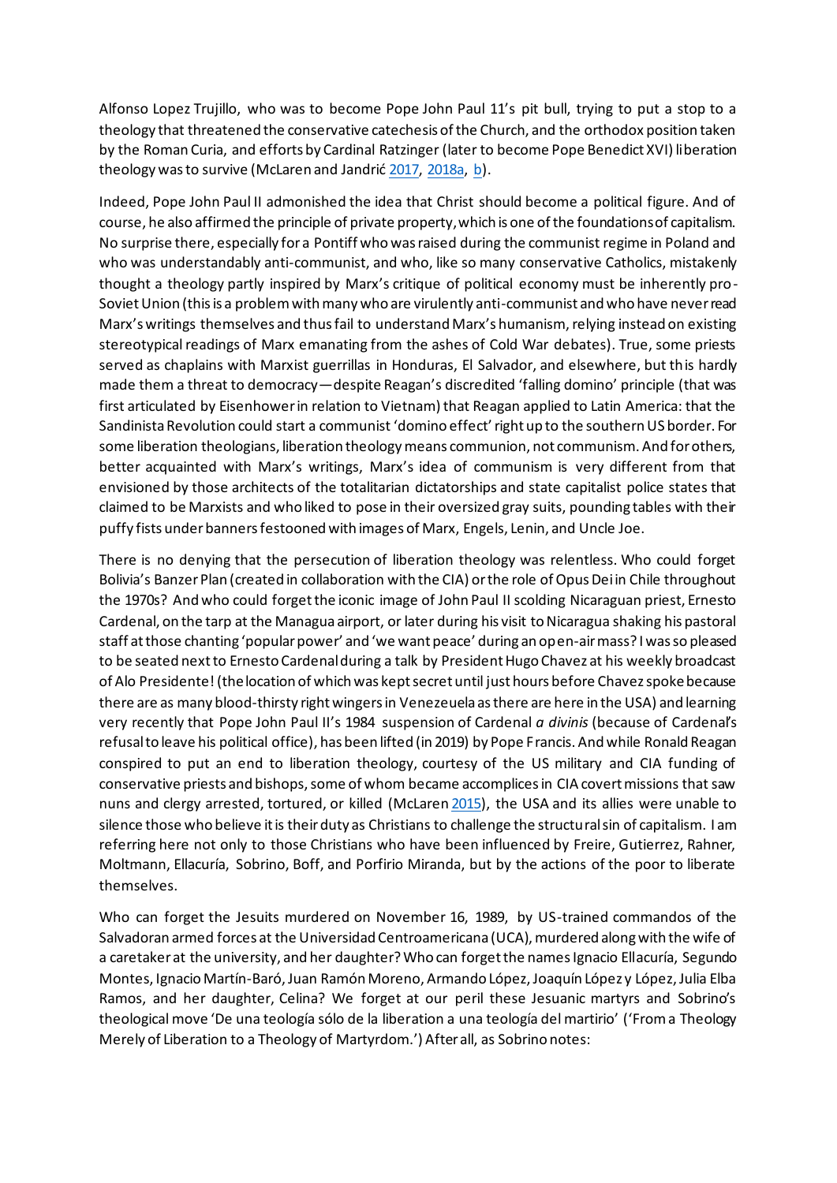Alfonso Lopez Trujillo, who was to become Pope John Paul 11's pit bull, trying to put a stop to a theology that threatened the conservative catechesis of the Church, and the orthodox position taken by the Roman Curia, and efforts by Cardinal Ratzinger (later to become Pope Benedict XVI) liberation theology was to survive (McLaren and Jandrić 2017, 2018a, b).

Indeed, Pope John Paul II admonished the idea that Christ should become a political figure. And of course, he also affirmed the principle of private property, which is one of the foundations of capitalism. No surprise there, especially for a Pontiff who was raised during the communist regime in Poland and who was understandably anti-communist, and who, like so many conservative Catholics, mistakenly thought a theology partly inspired by Marx's critique of political economy must be inherently pro-Soviet Union (this is a problem with many who are virulently anti-communist and who have never read Marx's writings themselves and thus fail to understand Marx's humanism, relying instead on existing stereotypical readings of Marx emanating from the ashes of Cold War debates). True, some priests served as chaplains with Marxist guerrillas in Honduras, El Salvador, and elsewhere, but this hardly made them a threat to democracy—despite Reagan's discredited 'falling domino' principle (that was first articulated by Eisenhower in relation to Vietnam) that Reagan applied to Latin America: that the Sandinista Revolution could start a communist 'domino effect' right up to the southern US border. For some liberation theologians, liberation theology means communion, not communism. And for others, better acquainted with Marx's writings, Marx's idea of communism is very different from that envisioned by those architects of the totalitarian dictatorships and state capitalist police states that claimed to be Marxists and who liked to pose in their oversized gray suits, pounding tables with their puffy fists under banners festooned with images of Marx, Engels, Lenin, and Uncle Joe.

There is no denying that the persecution of liberation theology was relentless. Who could forget Bolivia's Banzer Plan (created in collaboration with the CIA) or the role of Opus Dei in Chile throughout the 1970s? And who could forget the iconic image of John Paul II scolding Nicaraguan priest, Ernesto Cardenal, on the tarp at the Managua airport, or later during his visit to Nicaragua shaking his pastoral staff at those chanting 'popular power' and 'we want peace' during an open-air mass? I was so pleased to be seated next to Ernesto Cardenal during a talk by President Hugo Chavez at his weekly broadcast of Alo Presidente! (the location of which was kept secret until just hours before Chavez spoke because there are as many blood-thirsty right wingers in Venezeuela as there are here in the USA) and learning very recently that Pope John Paul II's 1984 suspension of Cardenal *a divinis* (because of Cardenal's refusal to leave his political office), has been lifted (in 2019) by Pope Francis. And while Ronald Reagan conspired to put an end to liberation theology, courtesy of the US military and CIA funding of conservative priests and bishops, some of whom became accomplices in CIA covert missions that saw nuns and clergy arrested, tortured, or killed (McLaren 2015), the USA and its allies were unable to silence those who believe it is their duty as Christians to challenge the structural sin of capitalism. I am referring here not only to those Christians who have been influenced by Freire, Gutierrez, Rahner, Moltmann, Ellacuría, Sobrino, Boff, and Porfirio Miranda, but by the actions of the poor to liberate themselves.

Who can forget the Jesuits murdered on November 16, 1989, by US-trained commandos of the Salvadoran armed forces at the Universidad Centroamericana (UCA), murdered along with the wife of a caretaker at the university, and her daughter? Who can forget the names Ignacio Ellacuría, Segundo Montes, Ignacio Martín-Baró, Juan Ramón Moreno, Armando López, Joaquín López y López, Julia Elba Ramos, and her daughter, Celina? We forget at our peril these Jesuanic martyrs and Sobrino's theological move 'De una teología sólo de la liberation a una teología del martirio' ('From a Theology Merely of Liberation to a Theology of Martyrdom.') After all, as Sobrino notes: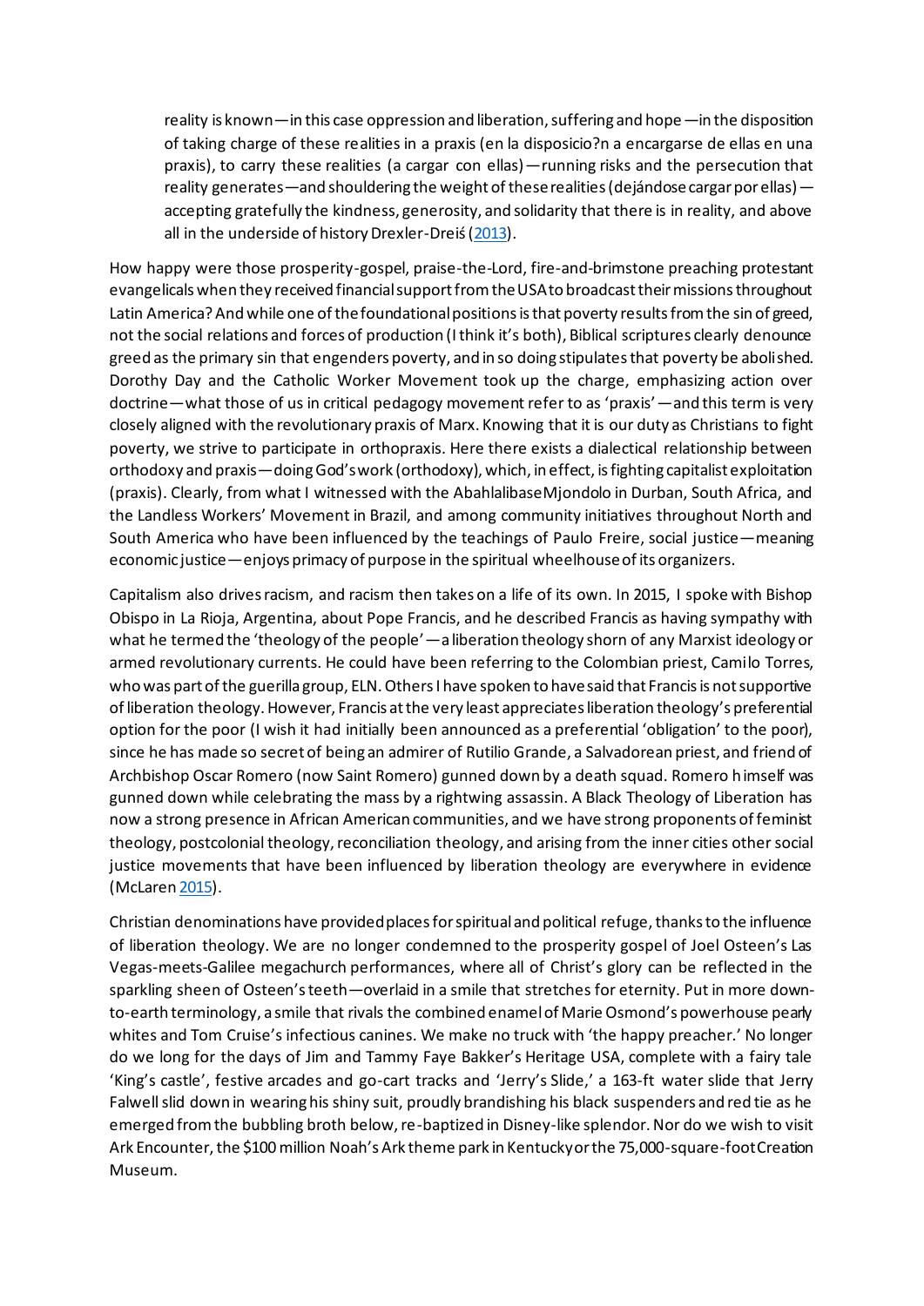> reality is known—in this case oppression and liberation, suffering and hope—in the disposition of taking charge of these realities in a praxis (en la disposicio?n a encargarse de ellas en una praxis), to carry these realities (a cargar con ellas)—running risks and the persecution that reality generates—and shouldering the weight of these realities (dejándose cargar por ellas)—accepting gratefully the kindness, generosity, and solidarity that there is in reality, and above all in the underside of history Drexler-Dreiś (2013).

How happy were those prosperity-gospel, praise-the-Lord, fire-and-brimstone preaching protestant evangelicals when they received financial support from the USA to broadcast their missions throughout Latin America? And while one of the foundational positions is that poverty results from the sin of greed, not the social relations and forces of production (I think it's both), Biblical scriptures clearly denounce greed as the primary sin that engenders poverty, and in so doing stipulates that poverty be abolished. Dorothy Day and the Catholic Worker Movement took up the charge, emphasizing action over doctrine—what those of us in critical pedagogy movement refer to as 'praxis'—and this term is very closely aligned with the revolutionary praxis of Marx. Knowing that it is our duty as Christians to fight poverty, we strive to participate in orthopraxis. Here there exists a dialectical relationship between orthodoxy and praxis—doing God's work (orthodoxy), which, in effect, is fighting capitalist exploitation (praxis). Clearly, from what I witnessed with the AbahlalibaseMjondolo in Durban, South Africa, and the Landless Workers' Movement in Brazil, and among community initiatives throughout North and South America who have been influenced by the teachings of Paulo Freire, social justice—meaning economic justice—enjoys primacy of purpose in the spiritual wheelhouse of its organizers.

Capitalism also drives racism, and racism then takes on a life of its own. In 2015, I spoke with Bishop Obispo in La Rioja, Argentina, about Pope Francis, and he described Francis as having sympathy with what he termed the 'theology of the people'—a liberation theology shorn of any Marxist ideology or armed revolutionary currents. He could have been referring to the Colombian priest, Camilo Torres, who was part of the guerilla group, ELN. Others I have spoken to have said that Francis is not supportive of liberation theology. However, Francis at the very least appreciates liberation theology's preferential option for the poor (I wish it had initially been announced as a preferential 'obligation' to the poor), since he has made so secret of being an admirer of Rutilio Grande, a Salvadorean priest, and friend of Archbishop Oscar Romero (now Saint Romero) gunned down by a death squad. Romero himself was gunned down while celebrating the mass by a rightwing assassin. A Black Theology of Liberation has now a strong presence in African American communities, and we have strong proponents of feminist theology, postcolonial theology, reconciliation theology, and arising from the inner cities other social justice movements that have been influenced by liberation theology are everywhere in evidence (McLaren 2015).

Christian denominations have provided places for spiritual and political refuge, thanks to the influence of liberation theology. We are no longer condemned to the prosperity gospel of Joel Osteen's Las Vegas-meets-Galilee megachurch performances, where all of Christ's glory can be reflected in the sparkling sheen of Osteen's teeth—overlaid in a smile that stretches for eternity. Put in more down-to-earth terminology, a smile that rivals the combined enamel of Marie Osmond's powerhouse pearly whites and Tom Cruise's infectious canines. We make no truck with 'the happy preacher.' No longer do we long for the days of Jim and Tammy Faye Bakker's Heritage USA, complete with a fairy tale 'King's castle', festive arcades and go-cart tracks and 'Jerry's Slide,' a 163-ft water slide that Jerry Falwell slid down in wearing his shiny suit, proudly brandishing his black suspenders and red tie as he emerged from the bubbling broth below, re-baptized in Disney-like splendor. Nor do we wish to visit Ark Encounter, the $100 million Noah's Ark theme park in Kentucky or the 75,000-square-foot Creation Museum.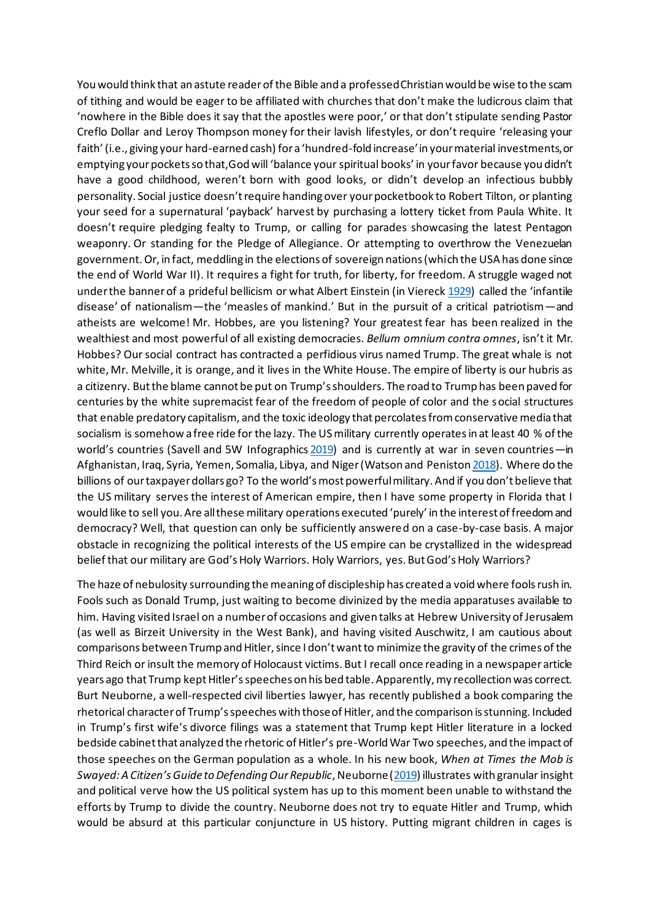You would think that an astute reader of the Bible and a professed Christian would be wise to the scam of tithing and would be eager to be affiliated with churches that don't make the ludicrous claim that 'nowhere in the Bible does it say that the apostles were poor,' or that don't stipulate sending Pastor Creflo Dollar and Leroy Thompson money for their lavish lifestyles, or don't require 'releasing your faith' (i.e., giving your hard-earned cash) for a 'hundred-fold increase' in your material investments, or emptying your pockets so that God will 'balance your spiritual books' in your favor because you didn't have a good childhood, weren't born with good looks, or didn't develop an infectious bubbly personality. Social justice doesn't require handing over your pocketbook to Robert Tilton, or planting your seed for a supernatural 'payback' harvest by purchasing a lottery ticket from Paula White. It doesn't require pledging fealty to Trump, or calling for parades showcasing the latest Pentagon weaponry. Or standing for the Pledge of Allegiance. Or attempting to overthrow the Venezuelan government. Or, in fact, meddling in the elections of sovereign nations (which the USA has done since the end of World War II). It requires a fight for truth, for liberty, for freedom. A struggle waged not under the banner of a prideful bellicism or what Albert Einstein (in Viereck 1929) called the 'infantile disease' of nationalism—the 'measles of mankind.' But in the pursuit of a critical patriotism—and atheists are welcome! Mr. Hobbes, are you listening? Your greatest fear has been realized in the wealthiest and most powerful of all existing democracies. *Bellum omnium contra omnes*, isn't it Mr. Hobbes? Our social contract has contracted a perfidious virus named Trump. The great whale is not white, Mr. Melville, it is orange, and it lives in the White House. The empire of liberty is our hubris as a citizenry. But the blame cannot be put on Trump's shoulders. The road to Trump has been paved for centuries by the white supremacist fear of the freedom of people of color and the social structures that enable predatory capitalism, and the toxic ideology that percolates from conservative media that socialism is somehow a free ride for the lazy. The US military currently operates in at least 40 % of the world's countries (Savell and 5W Infographics 2019) and is currently at war in seven countries—in Afghanistan, Iraq, Syria, Yemen, Somalia, Libya, and Niger (Watson and Peniston 2018). Where do the billions of our taxpayer dollars go? To the world's most powerful military. And if you don't believe that the US military serves the interest of American empire, then I have some property in Florida that I would like to sell you. Are all these military operations executed 'purely' in the interest of freedom and democracy? Well, that question can only be sufficiently answered on a case-by-case basis. A major obstacle in recognizing the political interests of the US empire can be crystallized in the widespread belief that our military are God's Holy Warriors. Holy Warriors, yes. But God's Holy Warriors?

The haze of nebulosity surrounding the meaning of discipleship has created a void where fools rush in. Fools such as Donald Trump, just waiting to become divinized by the media apparatuses available to him. Having visited Israel on a number of occasions and given talks at Hebrew University of Jerusalem (as well as Birzeit University in the West Bank), and having visited Auschwitz, I am cautious about comparisons between Trump and Hitler, since I don't want to minimize the gravity of the crimes of the Third Reich or insult the memory of Holocaust victims. But I recall once reading in a newspaper article years ago that Trump kept Hitler's speeches on his bed table. Apparently, my recollection was correct. Burt Neuborne, a well-respected civil liberties lawyer, has recently published a book comparing the rhetorical character of Trump's speeches with those of Hitler, and the comparison is stunning. Included in Trump's first wife's divorce filings was a statement that Trump kept Hitler literature in a locked bedside cabinet that analyzed the rhetoric of Hitler's pre-World War Two speeches, and the impact of those speeches on the German population as a whole. In his new book, *When at Times the Mob is Swayed: A Citizen's Guide to Defending Our Republic*, Neuborne (2019) illustrates with granular insight and political verve how the US political system has up to this moment been unable to withstand the efforts by Trump to divide the country. Neuborne does not try to equate Hitler and Trump, which would be absurd at this particular conjuncture in US history. Putting migrant children in cages is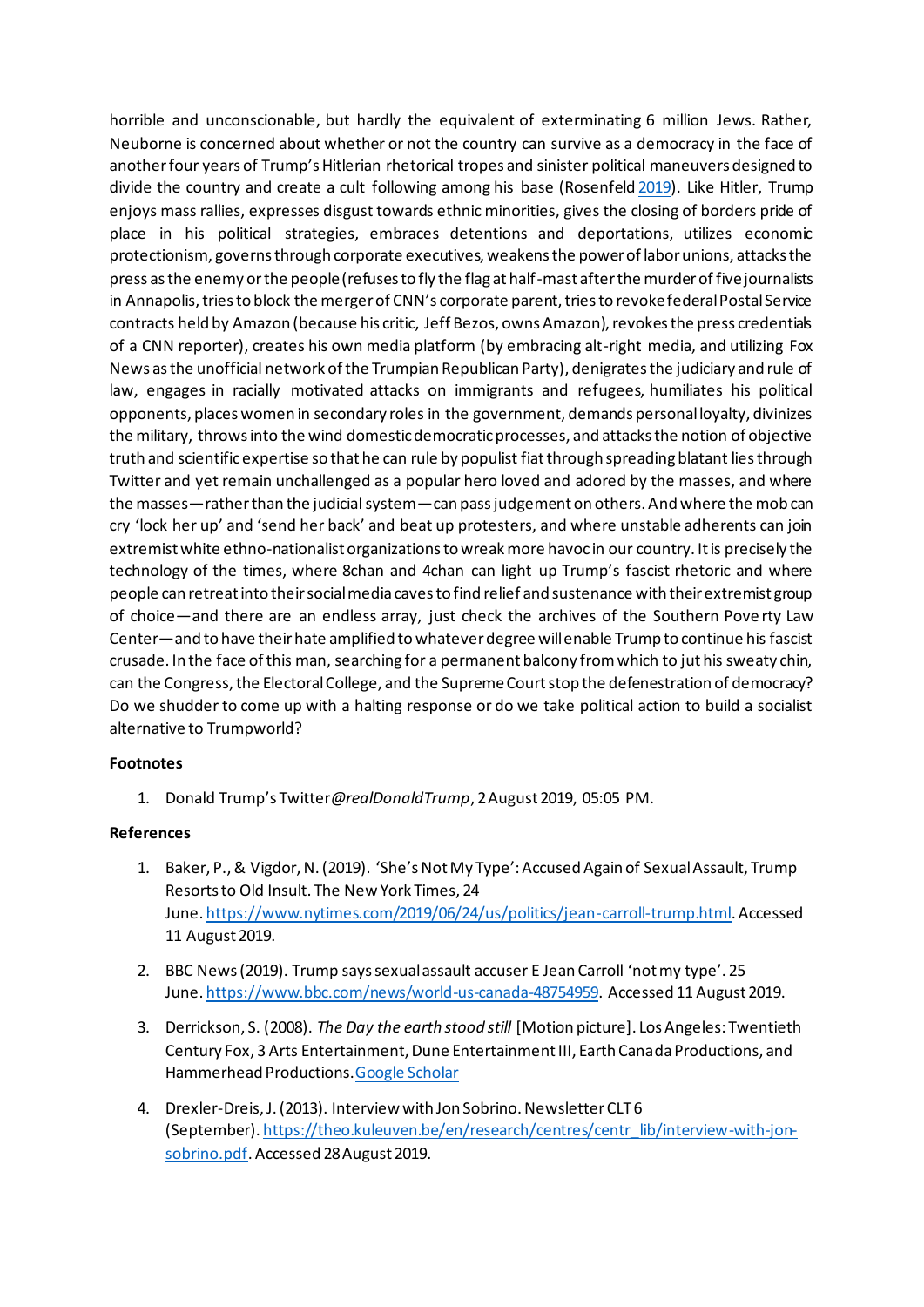horrible and unconscionable, but hardly the equivalent of exterminating 6 million Jews. Rather, Neuborne is concerned about whether or not the country can survive as a democracy in the face of another four years of Trump's Hitlerian rhetorical tropes and sinister political maneuvers designed to divide the country and create a cult following among his base (Rosenfeld 2019). Like Hitler, Trump enjoys mass rallies, expresses disgust towards ethnic minorities, gives the closing of borders pride of place in his political strategies, embraces detentions and deportations, utilizes economic protectionism, governs through corporate executives, weakens the power of labor unions, attacks the press as the enemy or the people (refuses to fly the flag at half-mast after the murder of five journalists in Annapolis, tries to block the merger of CNN's corporate parent, tries to revoke federal Postal Service contracts held by Amazon (because his critic, Jeff Bezos, owns Amazon), revokes the press credentials of a CNN reporter), creates his own media platform (by embracing alt-right media, and utilizing Fox News as the unofficial network of the Trumpian Republican Party), denigrates the judiciary and rule of law, engages in racially motivated attacks on immigrants and refugees, humiliates his political opponents, places women in secondary roles in the government, demands personal loyalty, divinizes the military, throws into the wind domestic democratic processes, and attacks the notion of objective truth and scientific expertise so that he can rule by populist fiat through spreading blatant lies through Twitter and yet remain unchallenged as a popular hero loved and adored by the masses, and where the masses—rather than the judicial system—can pass judgement on others. And where the mob can cry 'lock her up' and 'send her back' and beat up protesters, and where unstable adherents can join extremist white ethno-nationalist organizations to wreak more havoc in our country. It is precisely the technology of the times, where 8chan and 4chan can light up Trump's fascist rhetoric and where people can retreat into their social media caves to find relief and sustenance with their extremist group of choice—and there are an endless array, just check the archives of the Southern Poverty Law Center—and to have their hate amplified to whatever degree will enable Trump to continue his fascist crusade. In the face of this man, searching for a permanent balcony from which to jut his sweaty chin, can the Congress, the Electoral College, and the Supreme Court stop the defenestration of democracy? Do we shudder to come up with a halting response or do we take political action to build a socialist alternative to Trumpworld?

**Footnotes**

1. Donald Trump's Twitter *@realDonaldTrump*, 2 August 2019, 05:05 PM.

**References**

1. Baker, P., & Vigdor, N. (2019). 'She's Not My Type': Accused Again of Sexual Assault, Trump Resorts to Old Insult. The New York Times, 24 June. https://www.nytimes.com/2019/06/24/us/politics/jean-carroll-trump.html. Accessed 11 August 2019.

2. BBC News (2019). Trump says sexual assault accuser E Jean Carroll 'not my type'. 25 June. https://www.bbc.com/news/world-us-canada-48754959. Accessed 11 August 2019.

3. Derrickson, S. (2008). *The Day the earth stood still* [Motion picture]. Los Angeles: Twentieth Century Fox, 3 Arts Entertainment, Dune Entertainment III, Earth Canada Productions, and Hammerhead Productions. Google Scholar

4. Drexler-Dreis, J. (2013). Interview with Jon Sobrino. Newsletter CLT 6 (September). https://theo.kuleuven.be/en/research/centres/centr_lib/interview-with-jon-sobrino.pdf. Accessed 28 August 2019.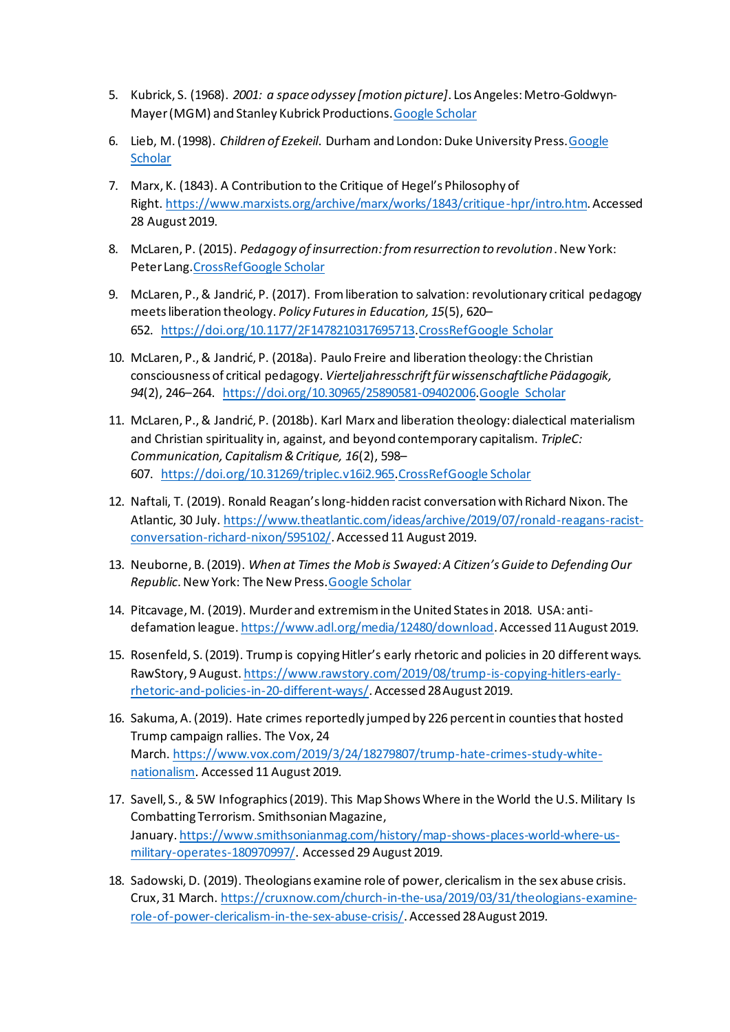5. Kubrick, S. (1968). *2001: a space odyssey [motion picture]*. Los Angeles: Metro-Goldwyn-Mayer (MGM) and Stanley Kubrick Productions. Google Scholar

6. Lieb, M. (1998). *Children of Ezekeil*. Durham and London: Duke University Press. Google Scholar

7. Marx, K. (1843). A Contribution to the Critique of Hegel's Philosophy of Right. https://www.marxists.org/archive/marx/works/1843/critique-hpr/intro.htm. Accessed 28 August 2019.

8. McLaren, P. (2015). *Pedagogy of insurrection: from resurrection to revolution*. New York: Peter Lang. CrossRef Google Scholar

9. McLaren, P., & Jandrić, P. (2017). From liberation to salvation: revolutionary critical pedagogy meets liberation theology. *Policy Futures in Education, 15*(5), 620–652. https://doi.org/10.1177/2F1478210317695713. CrossRef Google Scholar

10. McLaren, P., & Jandrić, P. (2018a). Paulo Freire and liberation theology: the Christian consciousness of critical pedagogy. *Vierteljahresschrift für wissenschaftliche Pädagogik, 94*(2), 246–264. https://doi.org/10.30965/25890581-09402006. Google Scholar

11. McLaren, P., & Jandrić, P. (2018b). Karl Marx and liberation theology: dialectical materialism and Christian spirituality in, against, and beyond contemporary capitalism. *TripleC: Communication, Capitalism & Critique, 16*(2), 598–607. https://doi.org/10.31269/triplec.v16i2.965. CrossRef Google Scholar

12. Naftali, T. (2019). Ronald Reagan's long-hidden racist conversation with Richard Nixon. The Atlantic, 30 July. https://www.theatlantic.com/ideas/archive/2019/07/ronald-reagans-racist-conversation-richard-nixon/595102/. Accessed 11 August 2019.

13. Neuborne, B. (2019). *When at Times the Mob is Swayed: A Citizen's Guide to Defending Our Republic*. New York: The New Press. Google Scholar

14. Pitcavage, M. (2019). Murder and extremism in the United States in 2018. USA: anti-defamation league. https://www.adl.org/media/12480/download. Accessed 11 August 2019.

15. Rosenfeld, S. (2019). Trump is copying Hitler's early rhetoric and policies in 20 different ways. RawStory, 9 August. https://www.rawstory.com/2019/08/trump-is-copying-hitlers-early-rhetoric-and-policies-in-20-different-ways/. Accessed 28 August 2019.

16. Sakuma, A. (2019). Hate crimes reportedly jumped by 226 percent in counties that hosted Trump campaign rallies. The Vox, 24 March. https://www.vox.com/2019/3/24/18279807/trump-hate-crimes-study-white-nationalism. Accessed 11 August 2019.

17. Savell, S., & 5W Infographics (2019). This Map Shows Where in the World the U.S. Military Is Combatting Terrorism. Smithsonian Magazine, January. https://www.smithsonianmag.com/history/map-shows-places-world-where-us-military-operates-180970997/. Accessed 29 August 2019.

18. Sadowski, D. (2019). Theologians examine role of power, clericalism in the sex abuse crisis. Crux, 31 March. https://cruxnow.com/church-in-the-usa/2019/03/31/theologians-examine-role-of-power-clericalism-in-the-sex-abuse-crisis/. Accessed 28 August 2019.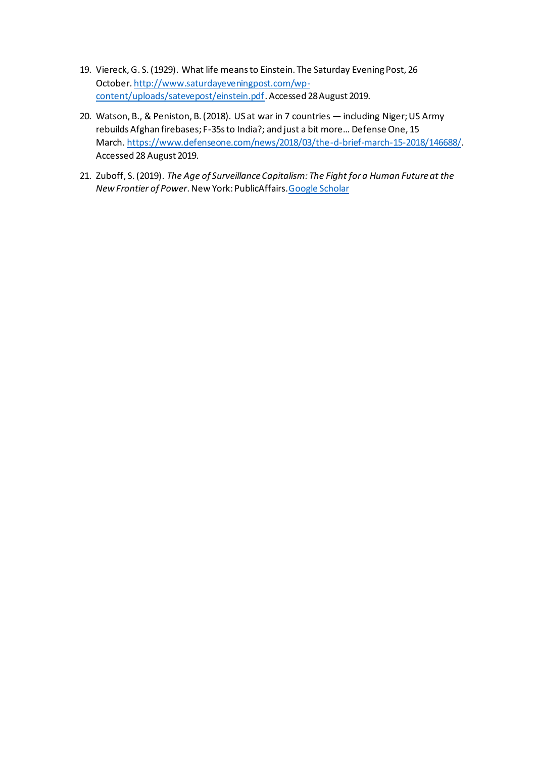19. Viereck, G. S. (1929). What life means to Einstein. The Saturday Evening Post, 26 October. [http://www.saturdayeveningpost.com/wp-content/uploads/satevepost/einstein.pdf](http://www.saturdayeveningpost.com/wp-content/uploads/satevepost/einstein.pdf). Accessed 28 August 2019.

20. Watson, B., & Peniston, B. (2018). US at war in 7 countries — including Niger; US Army rebuilds Afghan firebases; F-35s to India?; and just a bit more… Defense One, 15 March. [https://www.defenseone.com/news/2018/03/the-d-brief-march-15-2018/146688/](https://www.defenseone.com/news/2018/03/the-d-brief-march-15-2018/146688/). Accessed 28 August 2019.

21. Zuboff, S. (2019). *The Age of Surveillance Capitalism: The Fight for a Human Future at the New Frontier of Power*. New York: PublicAffairs. Google Scholar